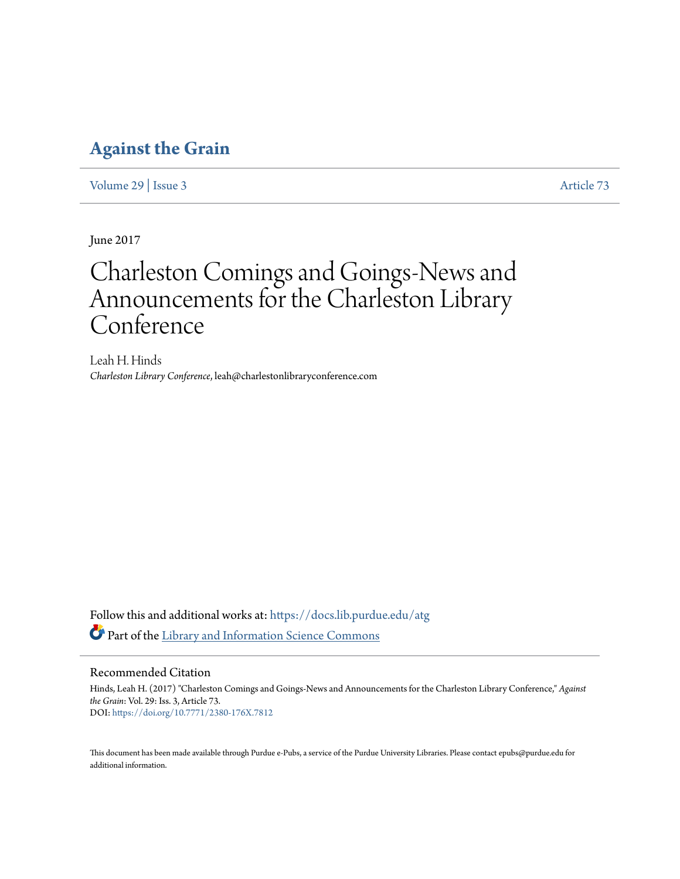# Against the Grain

Volume 29 | Issue 3 Article 73

June 2017

# Charleston Comings and Goings-News and Announcements for the Charleston Library Conference

Leah H. Hinds

*Charleston Library Conference*, leah@charlestonlibraryconference.com

Follow this and additional works at: https://docs.lib.purdue.edu/atg

Part of the Library and Information Science Commons

## Recommended Citation

Hinds, Leah H. (2017) "Charleston Comings and Goings-News and Announcements for the Charleston Library Conference," *Against the Grain*: Vol. 29: Iss. 3, Article 73.
DOI: https://doi.org/10.7771/2380-176X.7812

This document has been made available through Purdue e-Pubs, a service of the Purdue University Libraries. Please contact epubs@purdue.edu for additional information.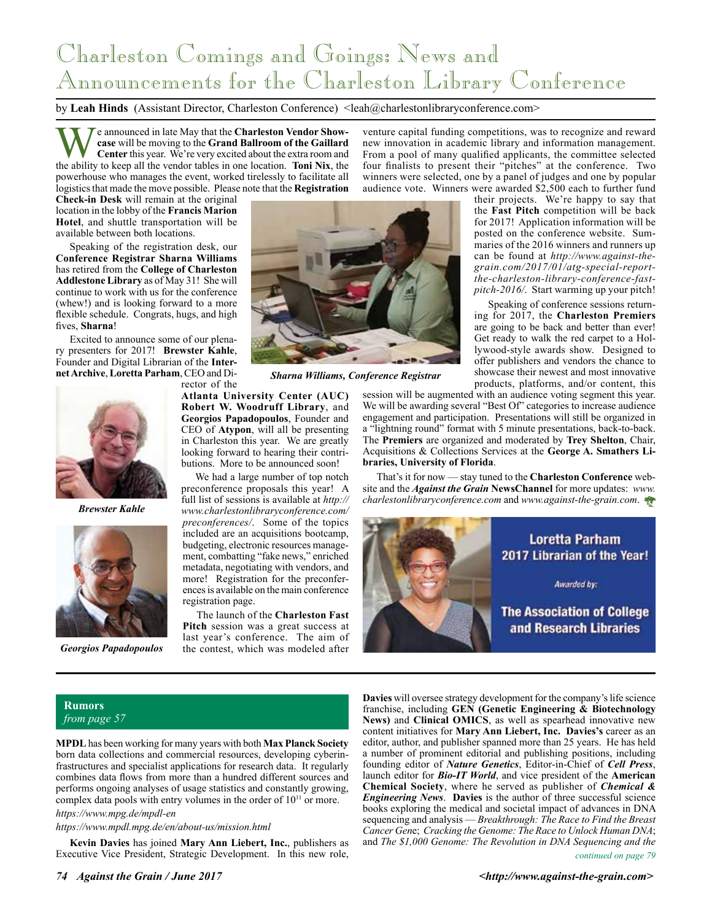# Charleston Comings and Goings: News and Announcements for the Charleston Library Conference

by **Leah Hinds** (Assistant Director, Charleston Conference) <leah@charlestonlibraryconference.com>

We announced in late May that the **Charleston Vendor Showcase** will be moving to the **Grand Ballroom of the Gaillard Center** this year. We're very excited about the extra room and the ability to keep all the vendor tables in one location. **Toni Nix**, the powerhouse who manages the event, worked tirelessly to facilitate all logistics that made the move possible. Please note that the **Registration Check-in Desk** will remain at the original location in the lobby of the **Francis Marion Hotel**, and shuttle transportation will be available between both locations.

Speaking of the registration desk, our **Conference Registrar Sharna Williams** has retired from the **College of Charleston Addlestone Library** as of May 31! She will continue to work with us for the conference (whew!) and is looking forward to a more flexible schedule. Congrats, hugs, and high fives, **Sharna**!

*Sharna Williams, Conference Registrar*

Excited to announce some of our plenary presenters for 2017! **Brewster Kahle**, Founder and Digital Librarian of the **Internet Archive**, **Loretta Parham**, CEO and Director of the **Atlanta University Center (AUC) Robert W. Woodruff Library**, and **Georgios Papadopoulos**, Founder and CEO of **Atypon**, will all be presenting in Charleston this year. We are greatly looking forward to hearing their contributions. More to be announced soon!

*Brewster Kahle*

*Georgios Papadopoulos*

We had a large number of top notch preconference proposals this year! A full list of sessions is available at *http://www.charlestonlibraryconference.com/preconferences/*. Some of the topics included are an acquisitions bootcamp, budgeting, electronic resources management, combatting "fake news," enriched metadata, negotiating with vendors, and more! Registration for the preconferences is available on the main conference registration page.

The launch of the **Charleston Fast Pitch** session was a great success at last year's conference. The aim of the contest, which was modeled after venture capital funding competitions, was to recognize and reward new innovation in academic library and information management. From a pool of many qualified applicants, the committee selected four finalists to present their "pitches" at the conference. Two winners were selected, one by a panel of judges and one by popular audience vote. Winners were awarded $2,500 each to further fund their projects. We're happy to say that the **Fast Pitch** competition will be back for 2017! Application information will be posted on the conference website. Summaries of the 2016 winners and runners up can be found at *http://www.against-the-grain.com/2017/01/atg-special-report-the-charleston-library-conference-fast-pitch-2016/*. Start warming up your pitch!

Speaking of conference sessions returning for 2017, the **Charleston Premiers** are going to be back and better than ever! Get ready to walk the red carpet to a Hollywood-style awards show. Designed to offer publishers and vendors the chance to showcase their newest and most innovative products, platforms, and/or content, this session will be augmented with an audience voting segment this year. We will be awarding several "Best Of" categories to increase audience engagement and participation. Presentations will still be organized in a "lightning round" format with 5 minute presentations, back-to-back. The **Premiers** are organized and moderated by **Trey Shelton**, Chair, Acquisitions & Collections Services at the **George A. Smathers Libraries, University of Florida**.

That's it for now — stay tuned to the **Charleston Conference** website and the ***Against the Grain*** **NewsChannel** for more updates: *www.charlestonlibraryconference.com* and *www.against-the-grain.com*.

Loretta Parham
2017 Librarian of the Year!
Awarded by:
The Association of College and Research Libraries

---

**Rumors**
*from page 57*

**MPDL** has been working for many years with both **Max Planck Society** born data collections and commercial resources, developing cyberinfrastructures and specialist applications for research data. It regularly combines data flows from more than a hundred different sources and performs ongoing analyses of usage statistics and constantly growing, complex data pools with entry volumes in the order of $10^{11}$ or more.

*https://www.mpg.de/mpdl-en*

*https://www.mpdl.mpg.de/en/about-us/mission.html*

**Kevin Davies** has joined **Mary Ann Liebert, Inc.**, publishers as Executive Vice President, Strategic Development. In this new role, **Davies** will oversee strategy development for the company's life science franchise, including **GEN (Genetic Engineering & Biotechnology News)** and **Clinical OMICS**, as well as spearhead innovative new content initiatives for **Mary Ann Liebert, Inc. Davies's** career as an editor, author, and publisher spanned more than 25 years. He has held a number of prominent editorial and publishing positions, including founding editor of ***Nature Genetics***, Editor-in-Chief of ***Cell Press***, launch editor for ***Bio-IT World***, and vice president of the **American Chemical Society**, where he served as publisher of ***Chemical & Engineering News***. **Davies** is the author of three successful science books exploring the medical and societal impact of advances in DNA sequencing and analysis — *Breakthrough: The Race to Find the Breast Cancer Gene*; *Cracking the Genome: The Race to Unlock Human DNA*; and *The $1,000 Genome: The Revolution in DNA Sequencing and the*

*continued on page 79*